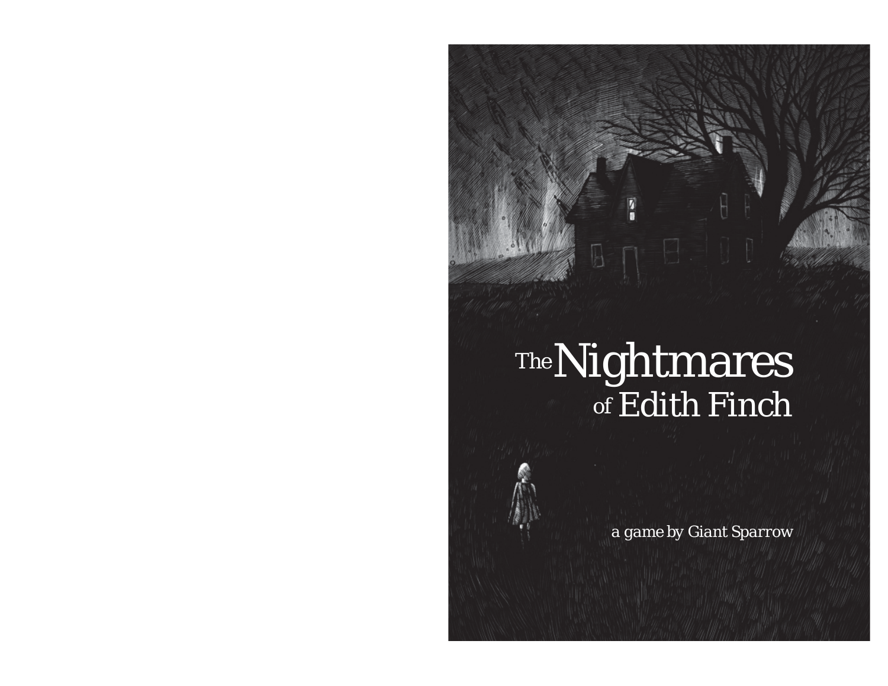# The Nightmares of Edith Finch

*a game by Giant Sparrow*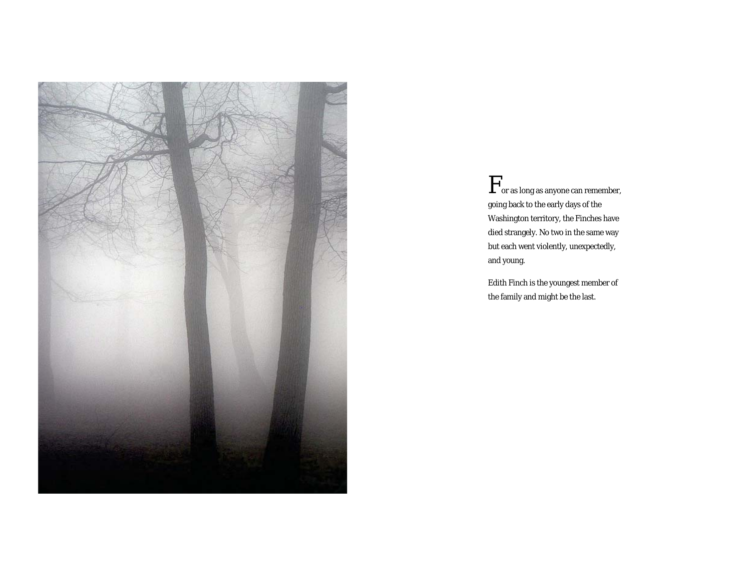For as long as anyone can remember, going back to the early days of the Washington territory, the Finches have died strangely. No two in the same way but each went violently, unexpectedly, and young.

Edith Finch is the youngest member of the family and might be the last.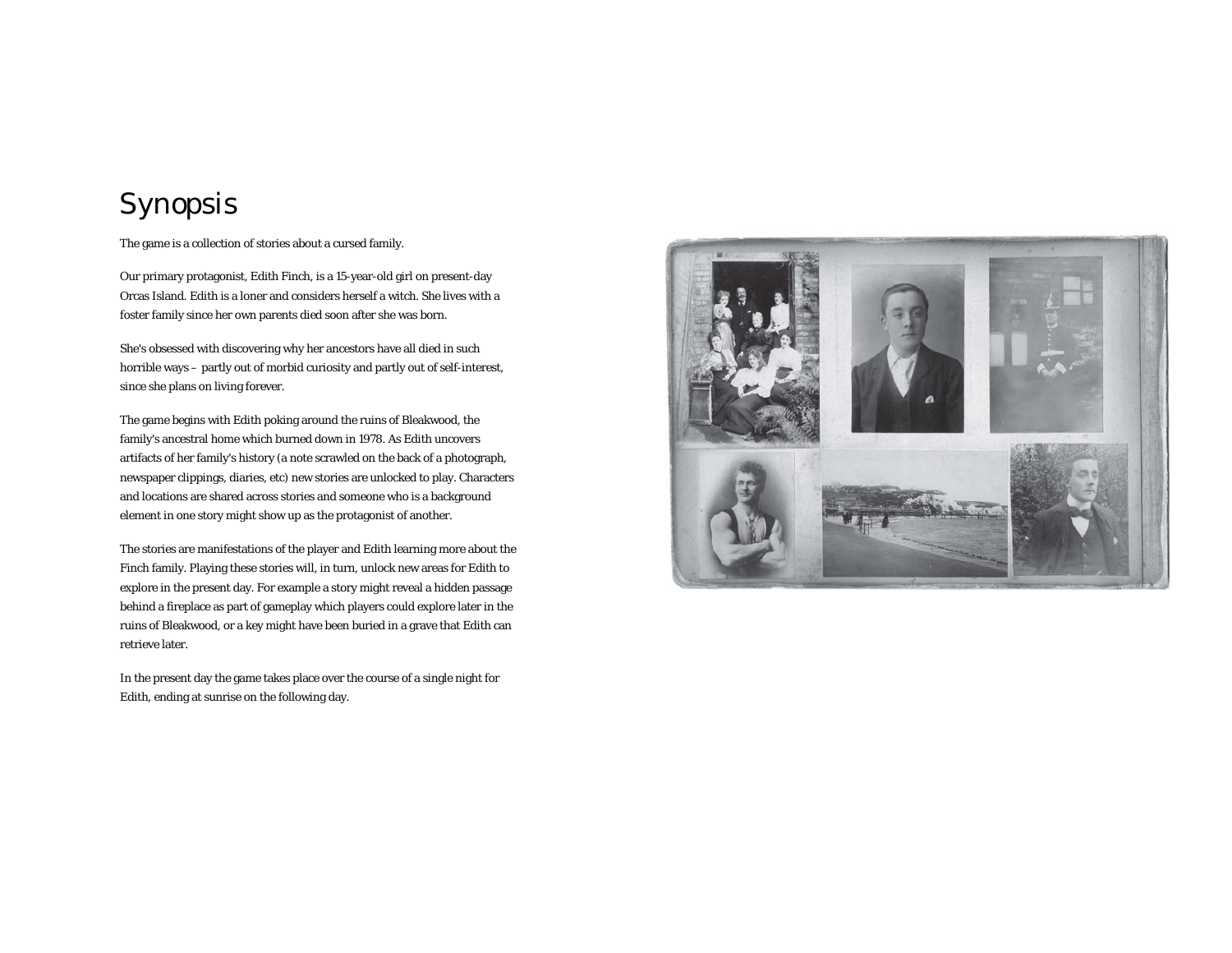# Synopsis

The game is a collection of stories about a cursed family.

Our primary protagonist, Edith Finch, is a 15-year-old girl on present-day Orcas Island. Edith is a loner and considers herself a witch. She lives with a foster family since her own parents died soon after she was born.

She's obsessed with discovering why her ancestors have all died in such horrible ways – partly out of morbid curiosity and partly out of self-interest, since she plans on living forever.

The game begins with Edith poking around the ruins of Bleakwood, the family's ancestral home which burned down in 1978. As Edith uncovers artifacts of her family's history (a note scrawled on the back of a photograph, newspaper clippings, diaries, etc) new stories are unlocked to play. Characters and locations are shared across stories and someone who is a background element in one story might show up as the protagonist of another.

The stories are manifestations of the player and Edith learning more about the Finch family. Playing these stories will, in turn, unlock new areas for Edith to explore in the present day. For example a story might reveal a hidden passage behind a fireplace as part of gameplay which players could explore later in the ruins of Bleakwood, or a key might have been buried in a grave that Edith can retrieve later.

In the present day the game takes place over the course of a single night for Edith, ending at sunrise on the following day.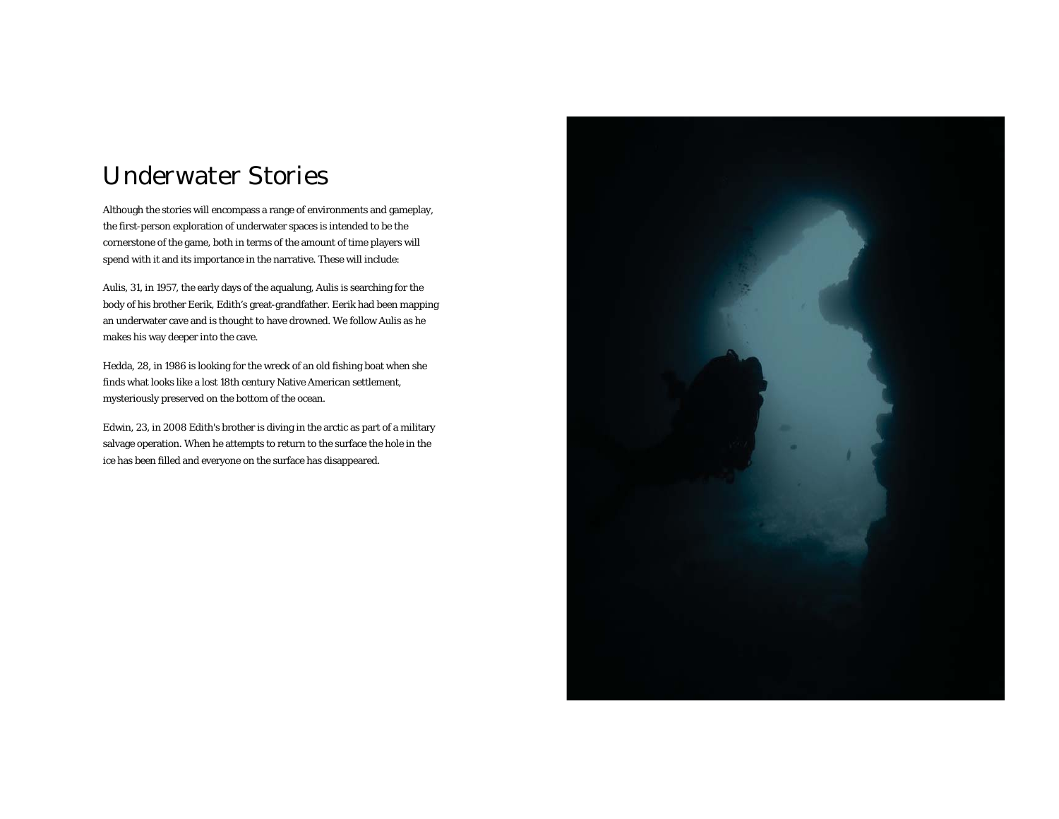# Underwater Stories

Although the stories will encompass a range of environments and gameplay, the first-person exploration of underwater spaces is intended to be the cornerstone of the game, both in terms of the amount of time players will spend with it and its importance in the narrative. These will include:

Aulis, 31, in 1957, the early days of the aqualung, Aulis is searching for the body of his brother Eerik, Edith's great-grandfather. Eerik had been mapping an underwater cave and is thought to have drowned. We follow Aulis as he makes his way deeper into the cave.

Hedda, 28, in 1986 is looking for the wreck of an old fishing boat when she finds what looks like a lost 18th century Native American settlement, mysteriously preserved on the bottom of the ocean.

Edwin, 23, in 2008 Edith's brother is diving in the arctic as part of a military salvage operation. When he attempts to return to the surface the hole in the ice has been filled and everyone on the surface has disappeared.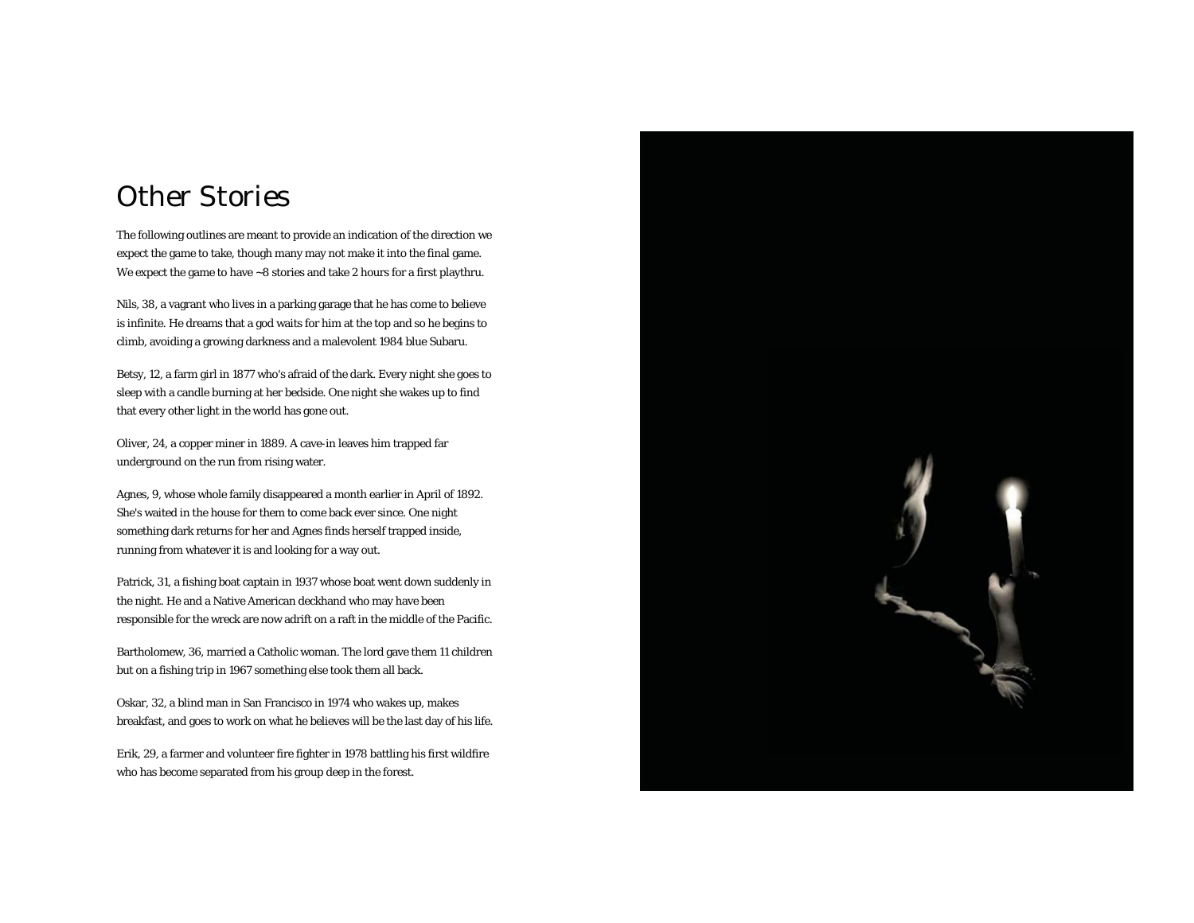# Other Stories

The following outlines are meant to provide an indication of the direction we expect the game to take, though many may not make it into the final game. We expect the game to have ~8 stories and take 2 hours for a first playthru.

Nils, 38, a vagrant who lives in a parking garage that he has come to believe is infinite. He dreams that a god waits for him at the top and so he begins to climb, avoiding a growing darkness and a malevolent 1984 blue Subaru.

Betsy, 12, a farm girl in 1877 who's afraid of the dark. Every night she goes to sleep with a candle burning at her bedside. One night she wakes up to find that every other light in the world has gone out.

Oliver, 24, a copper miner in 1889. A cave-in leaves him trapped far underground on the run from rising water.

Agnes, 9, whose whole family disappeared a month earlier in April of 1892. She's waited in the house for them to come back ever since. One night something dark returns for her and Agnes finds herself trapped inside, running from whatever it is and looking for a way out.

Patrick, 31, a fishing boat captain in 1937 whose boat went down suddenly in the night. He and a Native American deckhand who may have been responsible for the wreck are now adrift on a raft in the middle of the Pacific.

Bartholomew, 36, married a Catholic woman. The lord gave them 11 children but on a fishing trip in 1967 something else took them all back.

Oskar, 32, a blind man in San Francisco in 1974 who wakes up, makes breakfast, and goes to work on what he believes will be the last day of his life.

Erik, 29, a farmer and volunteer fire fighter in 1978 battling his first wildfire who has become separated from his group deep in the forest.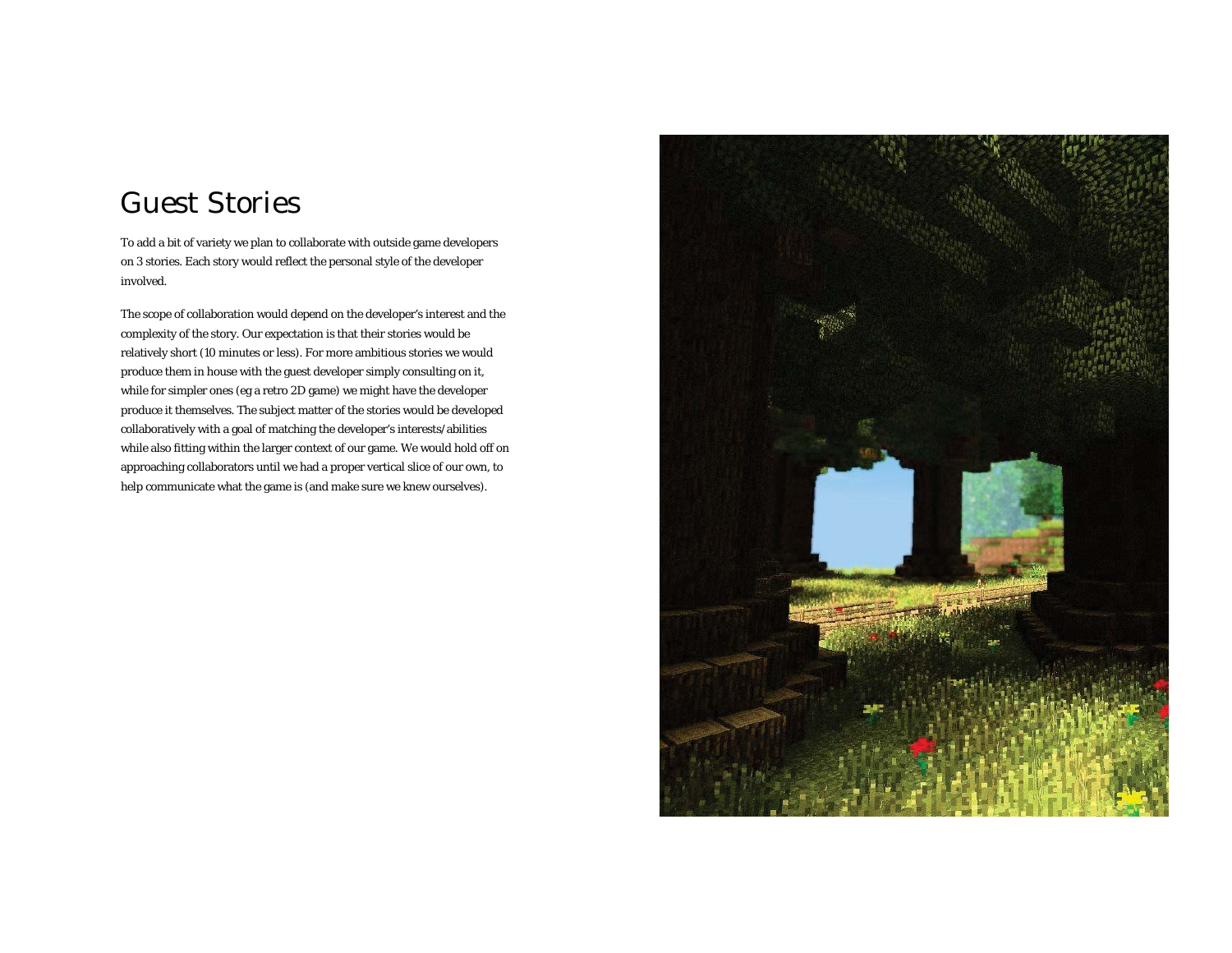# Guest Stories

To add a bit of variety we plan to collaborate with outside game developers on 3 stories. Each story would reflect the personal style of the developer involved.

The scope of collaboration would depend on the developer's interest and the complexity of the story. Our expectation is that their stories would be relatively short (10 minutes or less). For more ambitious stories we would produce them in house with the guest developer simply consulting on it, while for simpler ones (eg a retro 2D game) we might have the developer produce it themselves. The subject matter of the stories would be developed collaboratively with a goal of matching the developer's interests/abilities while also fitting within the larger context of our game. We would hold off on approaching collaborators until we had a proper vertical slice of our own, to help communicate what the game is (and make sure we knew ourselves).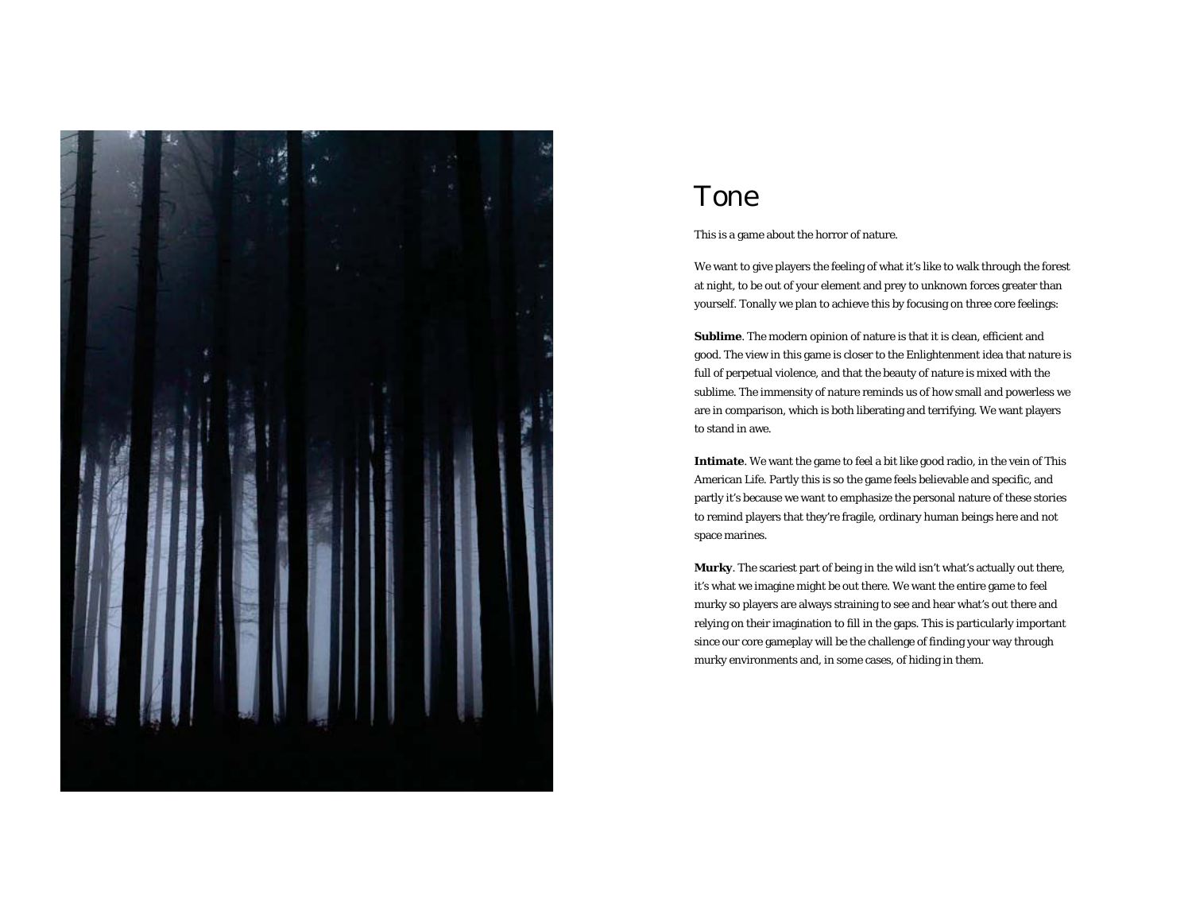# Tone

This is a game about the horror of nature.

We want to give players the feeling of what it's like to walk through the forest at night, to be out of your element and prey to unknown forces greater than yourself. Tonally we plan to achieve this by focusing on three core feelings:

**Sublime**. The modern opinion of nature is that it is clean, efficient and good. The view in this game is closer to the Enlightenment idea that nature is full of perpetual violence, and that the beauty of nature is mixed with the sublime. The immensity of nature reminds us of how small and powerless we are in comparison, which is both liberating and terrifying. We want players to stand in awe.

**Intimate**. We want the game to feel a bit like good radio, in the vein of This American Life. Partly this is so the game feels believable and specific, and partly it's because we want to emphasize the personal nature of these stories to remind players that they're fragile, ordinary human beings here and not space marines.

**Murky**. The scariest part of being in the wild isn't what's actually out there, it's what we imagine might be out there. We want the entire game to feel murky so players are always straining to see and hear what's out there and relying on their imagination to fill in the gaps. This is particularly important since our core gameplay will be the challenge of finding your way through murky environments and, in some cases, of hiding in them.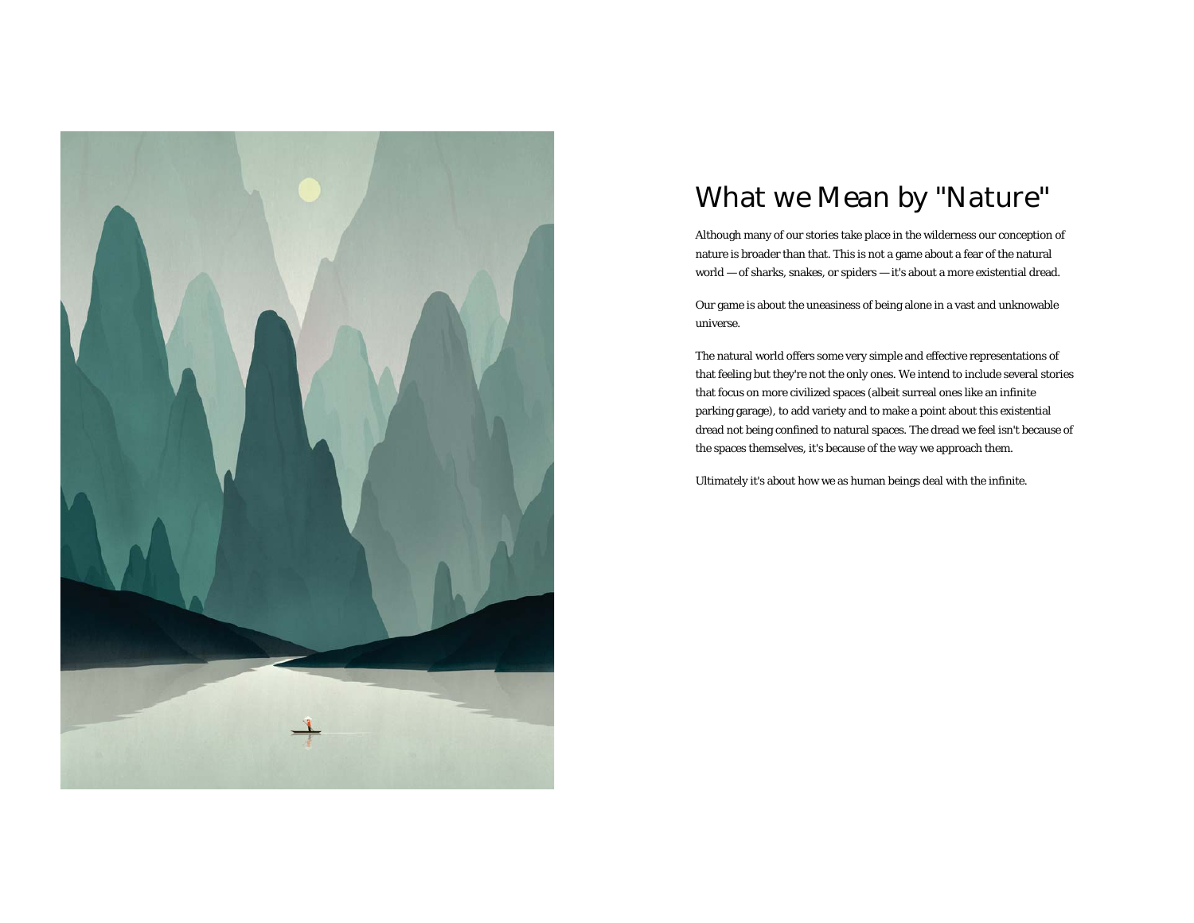# What we Mean by "Nature"

Although many of our stories take place in the wilderness our conception of nature is broader than that. This is not a game about a fear of the natural world — of sharks, snakes, or spiders — it's about a more existential dread.

Our game is about the uneasiness of being alone in a vast and unknowable universe.

The natural world offers some very simple and effective representations of that feeling but they're not the only ones. We intend to include several stories that focus on more civilized spaces (albeit surreal ones like an infinite parking garage), to add variety and to make a point about this existential dread not being confined to natural spaces. The dread we feel isn't because of the spaces themselves, it's because of the way we approach them.

Ultimately it's about how we as human beings deal with the infinite.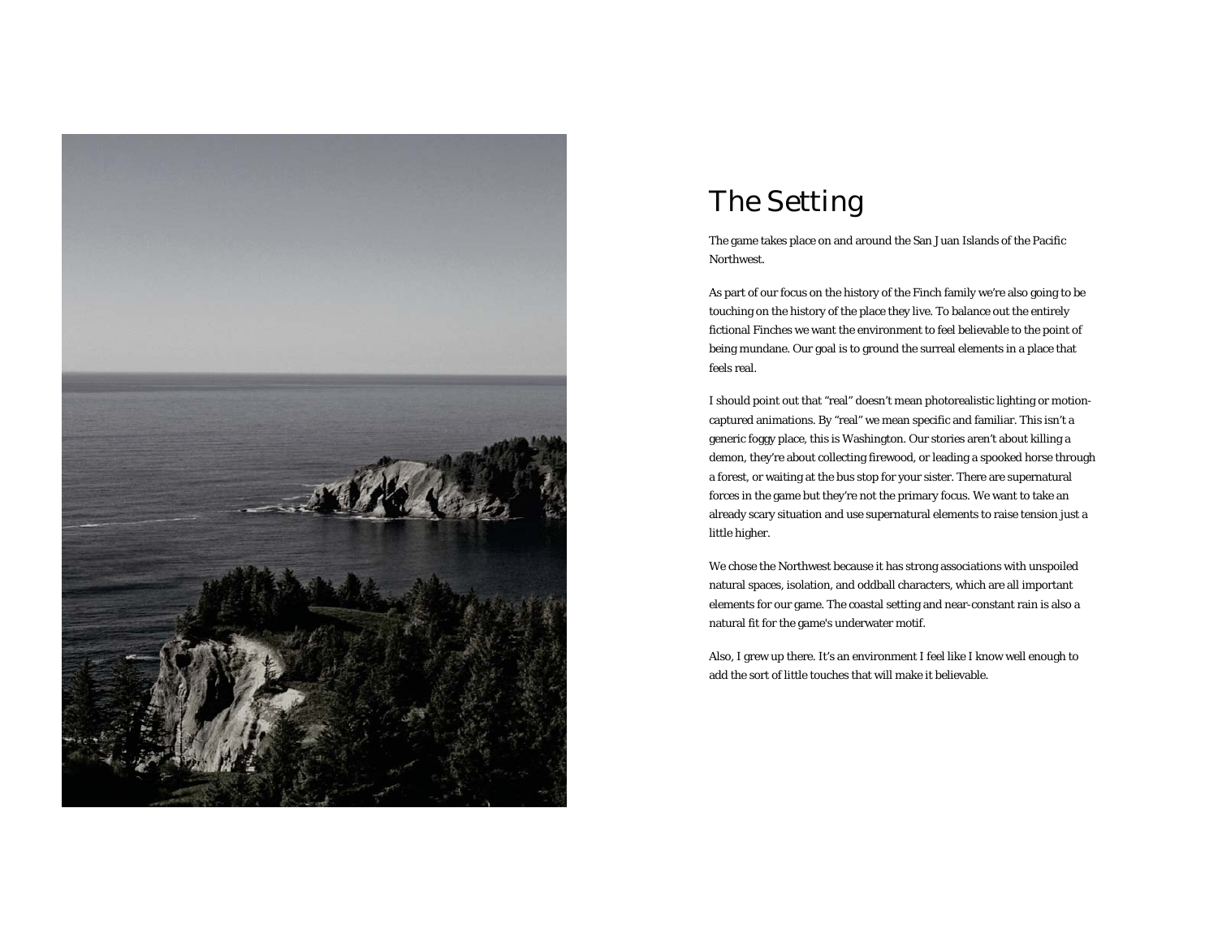# The Setting

The game takes place on and around the San Juan Islands of the Pacific Northwest.

As part of our focus on the history of the Finch family we're also going to be touching on the history of the place they live. To balance out the entirely fictional Finches we want the environment to feel believable to the point of being mundane. Our goal is to ground the surreal elements in a place that feels real.

I should point out that "real" doesn't mean photorealistic lighting or motion-captured animations. By "real" we mean specific and familiar. This isn't a generic foggy place, this is Washington. Our stories aren't about killing a demon, they're about collecting firewood, or leading a spooked horse through a forest, or waiting at the bus stop for your sister. There are supernatural forces in the game but they're not the primary focus. We want to take an already scary situation and use supernatural elements to raise tension just a little higher.

We chose the Northwest because it has strong associations with unspoiled natural spaces, isolation, and oddball characters, which are all important elements for our game. The coastal setting and near-constant rain is also a natural fit for the game's underwater motif.

Also, I grew up there. It's an environment I feel like I know well enough to add the sort of little touches that will make it believable.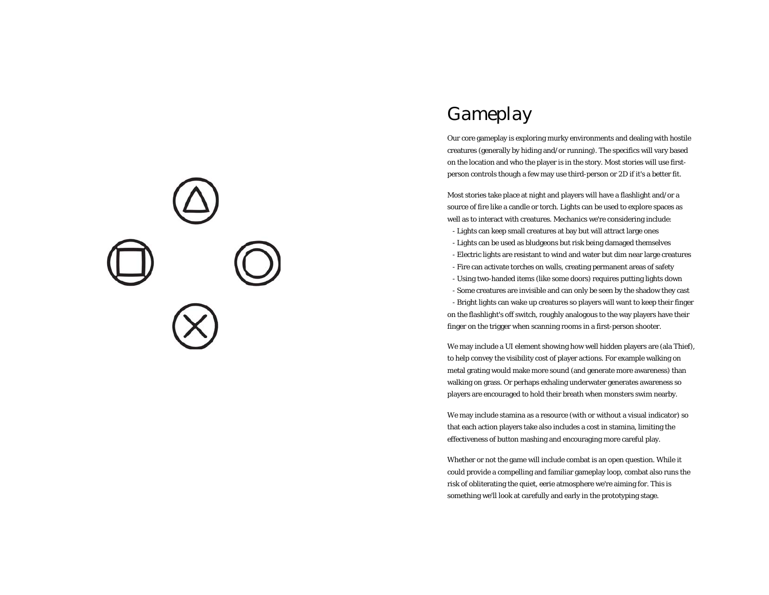# Gameplay

Our core gameplay is exploring murky environments and dealing with hostile creatures (generally by hiding and/or running). The specifics will vary based on the location and who the player is in the story. Most stories will use first-person controls though a few may use third-person or 2D if it's a better fit.

Most stories take place at night and players will have a flashlight and/or a source of fire like a candle or torch. Lights can be used to explore spaces as well as to interact with creatures. Mechanics we're considering include:

- Lights can keep small creatures at bay but will attract large ones
- Lights can be used as bludgeons but risk being damaged themselves
- Electric lights are resistant to wind and water but dim near large creatures
- Fire can activate torches on walls, creating permanent areas of safety
- Using two-handed items (like some doors) requires putting lights down
- Some creatures are invisible and can only be seen by the shadow they cast
- Bright lights can wake up creatures so players will want to keep their finger on the flashlight's off switch, roughly analogous to the way players have their finger on the trigger when scanning rooms in a first-person shooter.

We may include a UI element showing how well hidden players are (ala Thief), to help convey the visibility cost of player actions. For example walking on metal grating would make more sound (and generate more awareness) than walking on grass. Or perhaps exhaling underwater generates awareness so players are encouraged to hold their breath when monsters swim nearby.

We may include stamina as a resource (with or without a visual indicator) so that each action players take also includes a cost in stamina, limiting the effectiveness of button mashing and encouraging more careful play.

Whether or not the game will include combat is an open question. While it could provide a compelling and familiar gameplay loop, combat also runs the risk of obliterating the quiet, eerie atmosphere we're aiming for. This is something we'll look at carefully and early in the prototyping stage.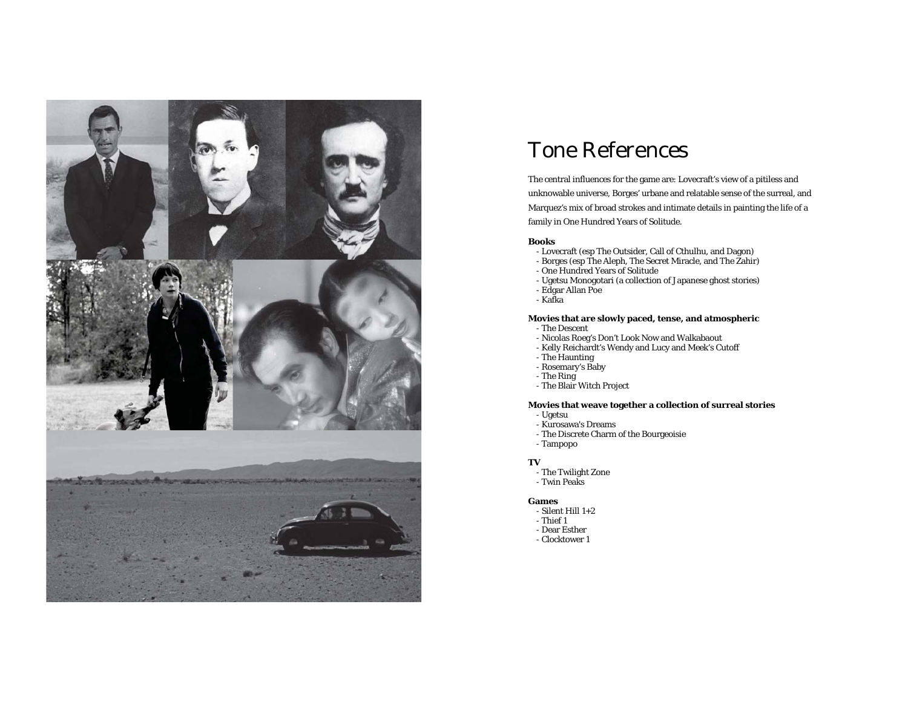# Tone References

The central influences for the game are: Lovecraft's view of a pitiless and unknowable universe, Borges' urbane and relatable sense of the surreal, and Marquez's mix of broad strokes and intimate details in painting the life of a family in One Hundred Years of Solitude.

**Books**

- Lovecraft (esp The Outsider, Call of Cthulhu, and Dagon)
- Borges (esp The Aleph, The Secret Miracle, and The Zahir)
- One Hundred Years of Solitude
- Ugetsu Monogotari (a collection of Japanese ghost stories)
- Edgar Allan Poe
- Kafka

**Movies that are slowly paced, tense, and atmospheric**

- The Descent
- Nicolas Roeg's Don't Look Now and Walkabaout
- Kelly Reichardt's Wendy and Lucy and Meek's Cutoff
- The Haunting
- Rosemary's Baby
- The Ring
- The Blair Witch Project

**Movies that weave together a collection of surreal stories**

- Ugetsu
- Kurosawa's Dreams
- The Discrete Charm of the Bourgeoisie
- Tampopo

**TV**

- The Twilight Zone
- Twin Peaks

**Games**

- Silent Hill 1+2
- Thief 1
- Dear Esther
- Clocktower 1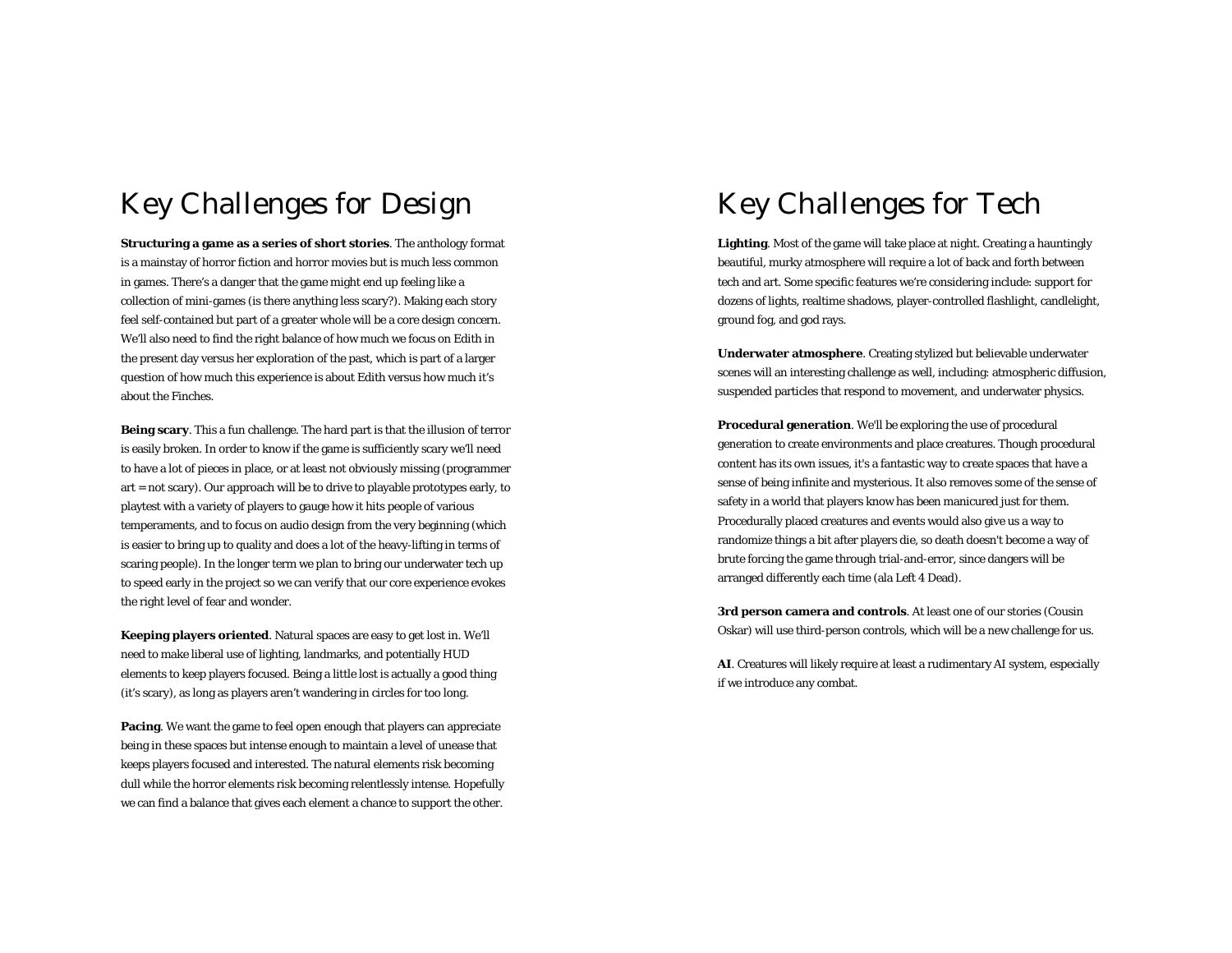# Key Challenges for Design

**Structuring a game as a series of short stories**. The anthology format is a mainstay of horror fiction and horror movies but is much less common in games. There's a danger that the game might end up feeling like a collection of mini-games (is there anything less scary?). Making each story feel self-contained but part of a greater whole will be a core design concern. We'll also need to find the right balance of how much we focus on Edith in the present day versus her exploration of the past, which is part of a larger question of how much this experience is about Edith versus how much it's about the Finches.

**Being scary**. This a fun challenge. The hard part is that the illusion of terror is easily broken. In order to know if the game is sufficiently scary we'll need to have a lot of pieces in place, or at least not obviously missing (programmer art = not scary). Our approach will be to drive to playable prototypes early, to playtest with a variety of players to gauge how it hits people of various temperaments, and to focus on audio design from the very beginning (which is easier to bring up to quality and does a lot of the heavy-lifting in terms of scaring people). In the longer term we plan to bring our underwater tech up to speed early in the project so we can verify that our core experience evokes the right level of fear and wonder.

**Keeping players oriented**. Natural spaces are easy to get lost in. We'll need to make liberal use of lighting, landmarks, and potentially HUD elements to keep players focused. Being a little lost is actually a good thing (it's scary), as long as players aren't wandering in circles for too long.

**Pacing**. We want the game to feel open enough that players can appreciate being in these spaces but intense enough to maintain a level of unease that keeps players focused and interested. The natural elements risk becoming dull while the horror elements risk becoming relentlessly intense. Hopefully we can find a balance that gives each element a chance to support the other.

# Key Challenges for Tech

**Lighting**. Most of the game will take place at night. Creating a hauntingly beautiful, murky atmosphere will require a lot of back and forth between tech and art. Some specific features we're considering include: support for dozens of lights, realtime shadows, player-controlled flashlight, candlelight, ground fog, and god rays.

**Underwater atmosphere**. Creating stylized but believable underwater scenes will an interesting challenge as well, including: atmospheric diffusion, suspended particles that respond to movement, and underwater physics.

**Procedural generation**. We'll be exploring the use of procedural generation to create environments and place creatures. Though procedural content has its own issues, it's a fantastic way to create spaces that have a sense of being infinite and mysterious. It also removes some of the sense of safety in a world that players know has been manicured just for them. Procedurally placed creatures and events would also give us a way to randomize things a bit after players die, so death doesn't become a way of brute forcing the game through trial-and-error, since dangers will be arranged differently each time (ala Left 4 Dead).

**3rd person camera and controls**. At least one of our stories (Cousin Oskar) will use third-person controls, which will be a new challenge for us.

**AI**. Creatures will likely require at least a rudimentary AI system, especially if we introduce any combat.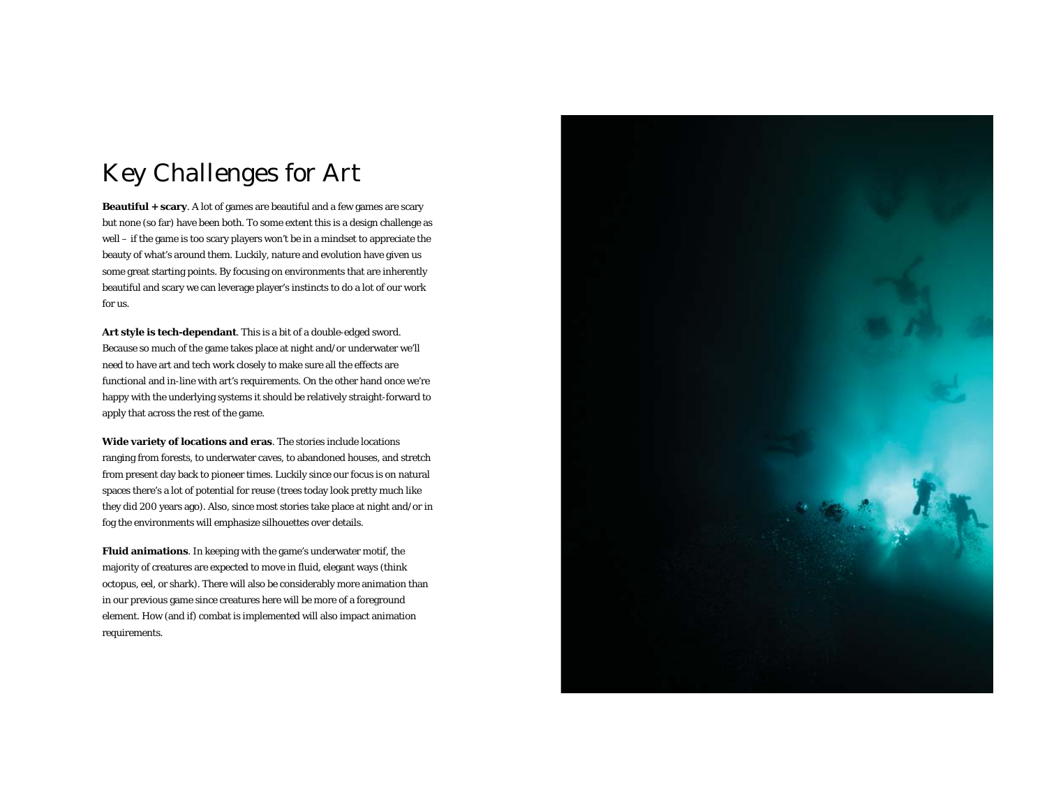# Key Challenges for Art

**Beautiful + scary**. A lot of games are beautiful and a few games are scary but none (so far) have been both. To some extent this is a design challenge as well – if the game is too scary players won't be in a mindset to appreciate the beauty of what's around them. Luckily, nature and evolution have given us some great starting points. By focusing on environments that are inherently beautiful and scary we can leverage player's instincts to do a lot of our work for us.

**Art style is tech-dependant**. This is a bit of a double-edged sword. Because so much of the game takes place at night and/or underwater we'll need to have art and tech work closely to make sure all the effects are functional and in-line with art's requirements. On the other hand once we're happy with the underlying systems it should be relatively straight-forward to apply that across the rest of the game.

**Wide variety of locations and eras**. The stories include locations ranging from forests, to underwater caves, to abandoned houses, and stretch from present day back to pioneer times. Luckily since our focus is on natural spaces there's a lot of potential for reuse (trees today look pretty much like they did 200 years ago). Also, since most stories take place at night and/or in fog the environments will emphasize silhouettes over details.

**Fluid animations**. In keeping with the game's underwater motif, the majority of creatures are expected to move in fluid, elegant ways (think octopus, eel, or shark). There will also be considerably more animation than in our previous game since creatures here will be more of a foreground element. How (and if) combat is implemented will also impact animation requirements.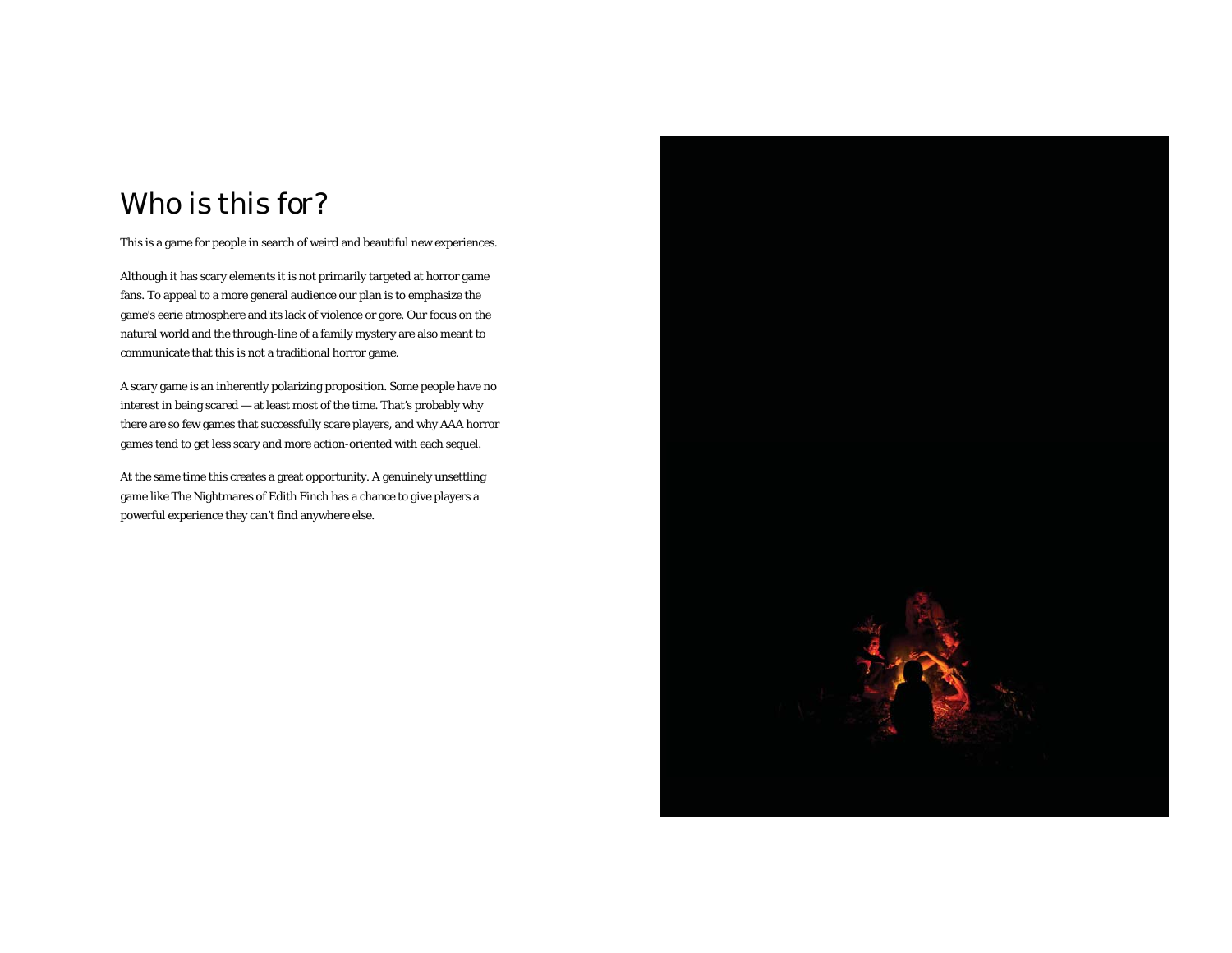# Who is this for?

This is a game for people in search of weird and beautiful new experiences.

Although it has scary elements it is not primarily targeted at horror game fans. To appeal to a more general audience our plan is to emphasize the game's eerie atmosphere and its lack of violence or gore. Our focus on the natural world and the through-line of a family mystery are also meant to communicate that this is not a traditional horror game.

A scary game is an inherently polarizing proposition. Some people have no interest in being scared — at least most of the time. That's probably why there are so few games that successfully scare players, and why AAA horror games tend to get less scary and more action-oriented with each sequel.

At the same time this creates a great opportunity. A genuinely unsettling game like The Nightmares of Edith Finch has a chance to give players a powerful experience they can't find anywhere else.